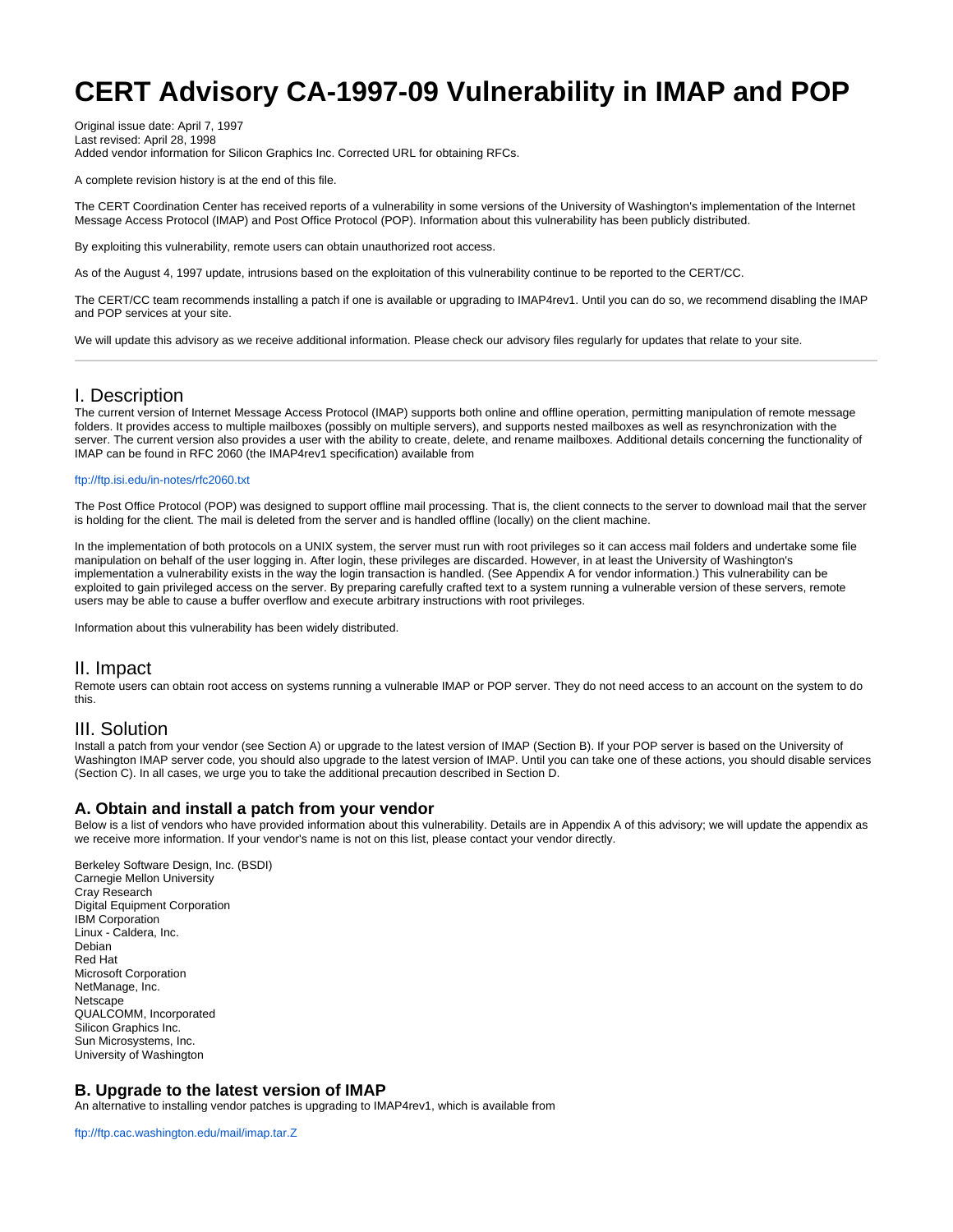# CERT Advisory CA-1997-09 Vulnerability in IMAP and POP

Original issue date: April 7, 1997
Last revised: April 28, 1998
Added vendor information for Silicon Graphics Inc. Corrected URL for obtaining RFCs.

A complete revision history is at the end of this file.

The CERT Coordination Center has received reports of a vulnerability in some versions of the University of Washington's implementation of the Internet Message Access Protocol (IMAP) and Post Office Protocol (POP). Information about this vulnerability has been publicly distributed.

By exploiting this vulnerability, remote users can obtain unauthorized root access.

As of the August 4, 1997 update, intrusions based on the exploitation of this vulnerability continue to be reported to the CERT/CC.

The CERT/CC team recommends installing a patch if one is available or upgrading to IMAP4rev1. Until you can do so, we recommend disabling the IMAP and POP services at your site.

We will update this advisory as we receive additional information. Please check our advisory files regularly for updates that relate to your site.

---

## I. Description

The current version of Internet Message Access Protocol (IMAP) supports both online and offline operation, permitting manipulation of remote message folders. It provides access to multiple mailboxes (possibly on multiple servers), and supports nested mailboxes as well as resynchronization with the server. The current version also provides a user with the ability to create, delete, and rename mailboxes. Additional details concerning the functionality of IMAP can be found in RFC 2060 (the IMAP4rev1 specification) available from

ftp://ftp.isi.edu/in-notes/rfc2060.txt

The Post Office Protocol (POP) was designed to support offline mail processing. That is, the client connects to the server to download mail that the server is holding for the client. The mail is deleted from the server and is handled offline (locally) on the client machine.

In the implementation of both protocols on a UNIX system, the server must run with root privileges so it can access mail folders and undertake some file manipulation on behalf of the user logging in. After login, these privileges are discarded. However, in at least the University of Washington's implementation a vulnerability exists in the way the login transaction is handled. (See Appendix A for vendor information.) This vulnerability can be exploited to gain privileged access on the server. By preparing carefully crafted text to a system running a vulnerable version of these servers, remote users may be able to cause a buffer overflow and execute arbitrary instructions with root privileges.

Information about this vulnerability has been widely distributed.

## II. Impact

Remote users can obtain root access on systems running a vulnerable IMAP or POP server. They do not need access to an account on the system to do this.

## III. Solution

Install a patch from your vendor (see Section A) or upgrade to the latest version of IMAP (Section B). If your POP server is based on the University of Washington IMAP server code, you should also upgrade to the latest version of IMAP. Until you can take one of these actions, you should disable services (Section C). In all cases, we urge you to take the additional precaution described in Section D.

### A. Obtain and install a patch from your vendor

Below is a list of vendors who have provided information about this vulnerability. Details are in Appendix A of this advisory; we will update the appendix as we receive more information. If your vendor's name is not on this list, please contact your vendor directly.

Berkeley Software Design, Inc. (BSDI)
Carnegie Mellon University
Cray Research
Digital Equipment Corporation
IBM Corporation
Linux - Caldera, Inc.
Debian
Red Hat
Microsoft Corporation
NetManage, Inc.
Netscape
QUALCOMM, Incorporated
Silicon Graphics Inc.
Sun Microsystems, Inc.
University of Washington

### B. Upgrade to the latest version of IMAP

An alternative to installing vendor patches is upgrading to IMAP4rev1, which is available from

ftp://ftp.cac.washington.edu/mail/imap.tar.Z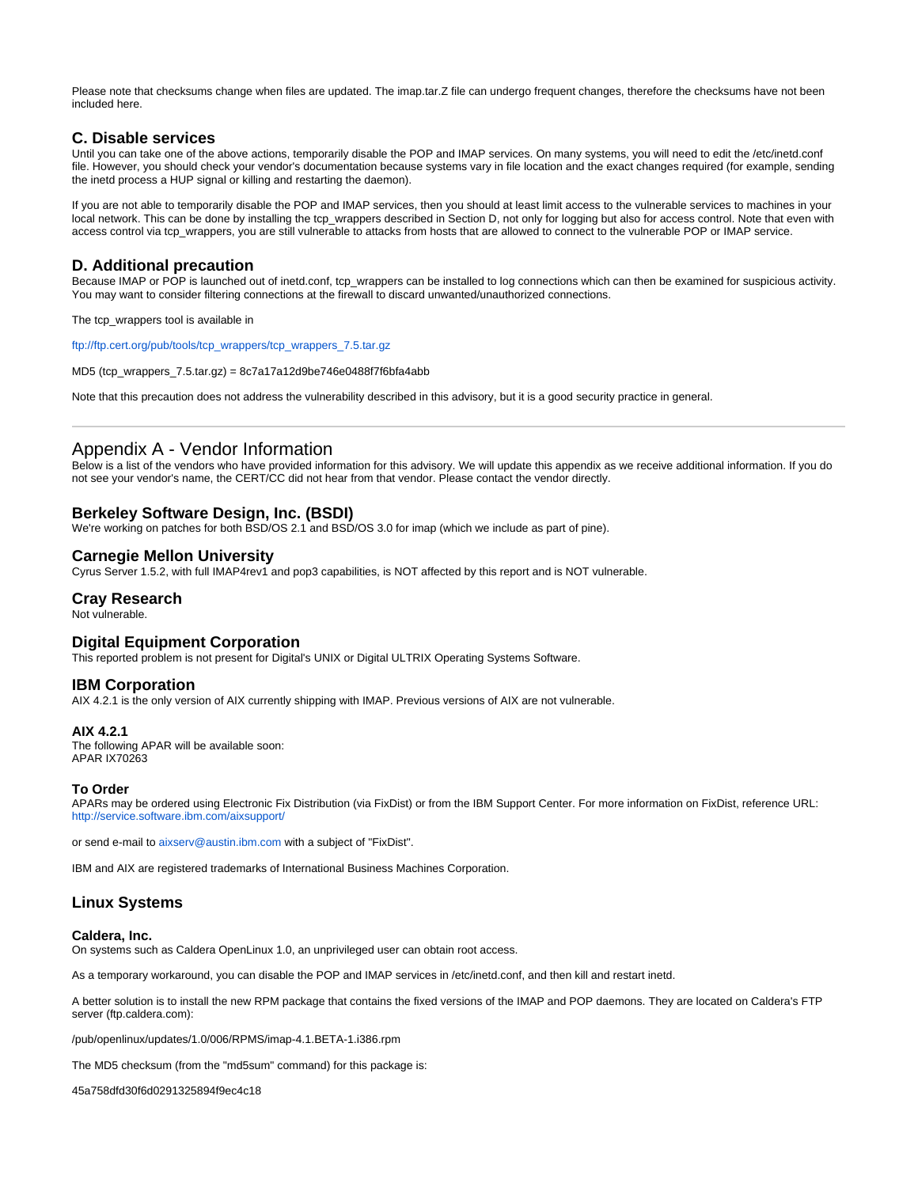Please note that checksums change when files are updated. The imap.tar.Z file can undergo frequent changes, therefore the checksums have not been included here.

### C. Disable services

Until you can take one of the above actions, temporarily disable the POP and IMAP services. On many systems, you will need to edit the /etc/inetd.conf file. However, you should check your vendor's documentation because systems vary in file location and the exact changes required (for example, sending the inetd process a HUP signal or killing and restarting the daemon).

If you are not able to temporarily disable the POP and IMAP services, then you should at least limit access to the vulnerable services to machines in your local network. This can be done by installing the tcp_wrappers described in Section D, not only for logging but also for access control. Note that even with access control via tcp_wrappers, you are still vulnerable to attacks from hosts that are allowed to connect to the vulnerable POP or IMAP service.

### D. Additional precaution

Because IMAP or POP is launched out of inetd.conf, tcp_wrappers can be installed to log connections which can then be examined for suspicious activity. You may want to consider filtering connections at the firewall to discard unwanted/unauthorized connections.

The tcp_wrappers tool is available in

ftp://ftp.cert.org/pub/tools/tcp_wrappers/tcp_wrappers_7.5.tar.gz

MD5 (tcp_wrappers_7.5.tar.gz) = 8c7a17a12d9be746e0488f7f6bfa4abb

Note that this precaution does not address the vulnerability described in this advisory, but it is a good security practice in general.

---

## Appendix A - Vendor Information

Below is a list of the vendors who have provided information for this advisory. We will update this appendix as we receive additional information. If you do not see your vendor's name, the CERT/CC did not hear from that vendor. Please contact the vendor directly.

### Berkeley Software Design, Inc. (BSDI)

We're working on patches for both BSD/OS 2.1 and BSD/OS 3.0 for imap (which we include as part of pine).

### Carnegie Mellon University

Cyrus Server 1.5.2, with full IMAP4rev1 and pop3 capabilities, is NOT affected by this report and is NOT vulnerable.

### Cray Research

Not vulnerable.

### Digital Equipment Corporation

This reported problem is not present for Digital's UNIX or Digital ULTRIX Operating Systems Software.

### IBM Corporation

AIX 4.2.1 is the only version of AIX currently shipping with IMAP. Previous versions of AIX are not vulnerable.

#### AIX 4.2.1

The following APAR will be available soon:
APAR IX70263

#### To Order

APARs may be ordered using Electronic Fix Distribution (via FixDist) or from the IBM Support Center. For more information on FixDist, reference URL:
http://service.software.ibm.com/aixsupport/

or send e-mail to aixserv@austin.ibm.com with a subject of "FixDist".

IBM and AIX are registered trademarks of International Business Machines Corporation.

### Linux Systems

#### Caldera, Inc.

On systems such as Caldera OpenLinux 1.0, an unprivileged user can obtain root access.

As a temporary workaround, you can disable the POP and IMAP services in /etc/inetd.conf, and then kill and restart inetd.

A better solution is to install the new RPM package that contains the fixed versions of the IMAP and POP daemons. They are located on Caldera's FTP server (ftp.caldera.com):

/pub/openlinux/updates/1.0/006/RPMS/imap-4.1.BETA-1.i386.rpm

The MD5 checksum (from the "md5sum" command) for this package is:

45a758dfd30f6d0291325894f9ec4c18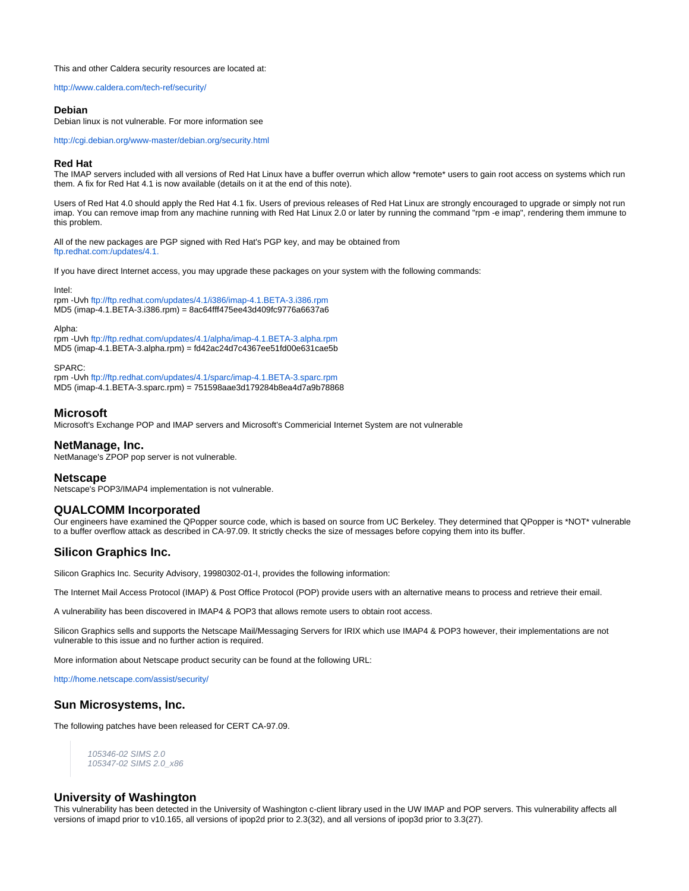This and other Caldera security resources are located at:

http://www.caldera.com/tech-ref/security/

### Debian

Debian linux is not vulnerable. For more information see

http://cgi.debian.org/www-master/debian.org/security.html

### Red Hat

The IMAP servers included with all versions of Red Hat Linux have a buffer overrun which allow *remote* users to gain root access on systems which run them. A fix for Red Hat 4.1 is now available (details on it at the end of this note).

Users of Red Hat 4.0 should apply the Red Hat 4.1 fix. Users of previous releases of Red Hat Linux are strongly encouraged to upgrade or simply not run imap. You can remove imap from any machine running with Red Hat Linux 2.0 or later by running the command "rpm -e imap", rendering them immune to this problem.

All of the new packages are PGP signed with Red Hat's PGP key, and may be obtained from
ftp.redhat.com:/updates/4.1.

If you have direct Internet access, you may upgrade these packages on your system with the following commands:

Intel:
rpm -Uvh ftp://ftp.redhat.com/updates/4.1/i386/imap-4.1.BETA-3.i386.rpm
MD5 (imap-4.1.BETA-3.i386.rpm) = 8ac64fff475ee43d409fc9776a6637a6

Alpha:
rpm -Uvh ftp://ftp.redhat.com/updates/4.1/alpha/imap-4.1.BETA-3.alpha.rpm
MD5 (imap-4.1.BETA-3.alpha.rpm) = fd42ac24d7c4367ee51fd00e631cae5b

SPARC:
rpm -Uvh ftp://ftp.redhat.com/updates/4.1/sparc/imap-4.1.BETA-3.sparc.rpm
MD5 (imap-4.1.BETA-3.sparc.rpm) = 751598aae3d179284b8ea4d7a9b78868

## Microsoft

Microsoft's Exchange POP and IMAP servers and Microsoft's Commericial Internet System are not vulnerable

## NetManage, Inc.

NetManage's ZPOP pop server is not vulnerable.

## Netscape

Netscape's POP3/IMAP4 implementation is not vulnerable.

## QUALCOMM Incorporated

Our engineers have examined the QPopper source code, which is based on source from UC Berkeley. They determined that QPopper is *NOT* vulnerable to a buffer overflow attack as described in CA-97.09. It strictly checks the size of messages before copying them into its buffer.

## Silicon Graphics Inc.

Silicon Graphics Inc. Security Advisory, 19980302-01-I, provides the following information:

The Internet Mail Access Protocol (IMAP) & Post Office Protocol (POP) provide users with an alternative means to process and retrieve their email.

A vulnerability has been discovered in IMAP4 & POP3 that allows remote users to obtain root access.

Silicon Graphics sells and supports the Netscape Mail/Messaging Servers for IRIX which use IMAP4 & POP3 however, their implementations are not vulnerable to this issue and no further action is required.

More information about Netscape product security can be found at the following URL:

http://home.netscape.com/assist/security/

## Sun Microsystems, Inc.

The following patches have been released for CERT CA-97.09.

> *105346-02 SIMS 2.0*
> *105347-02 SIMS 2.0_x86*

## University of Washington

This vulnerability has been detected in the University of Washington c-client library used in the UW IMAP and POP servers. This vulnerability affects all versions of imapd prior to v10.165, all versions of ipop2d prior to 2.3(32), and all versions of ipop3d prior to 3.3(27).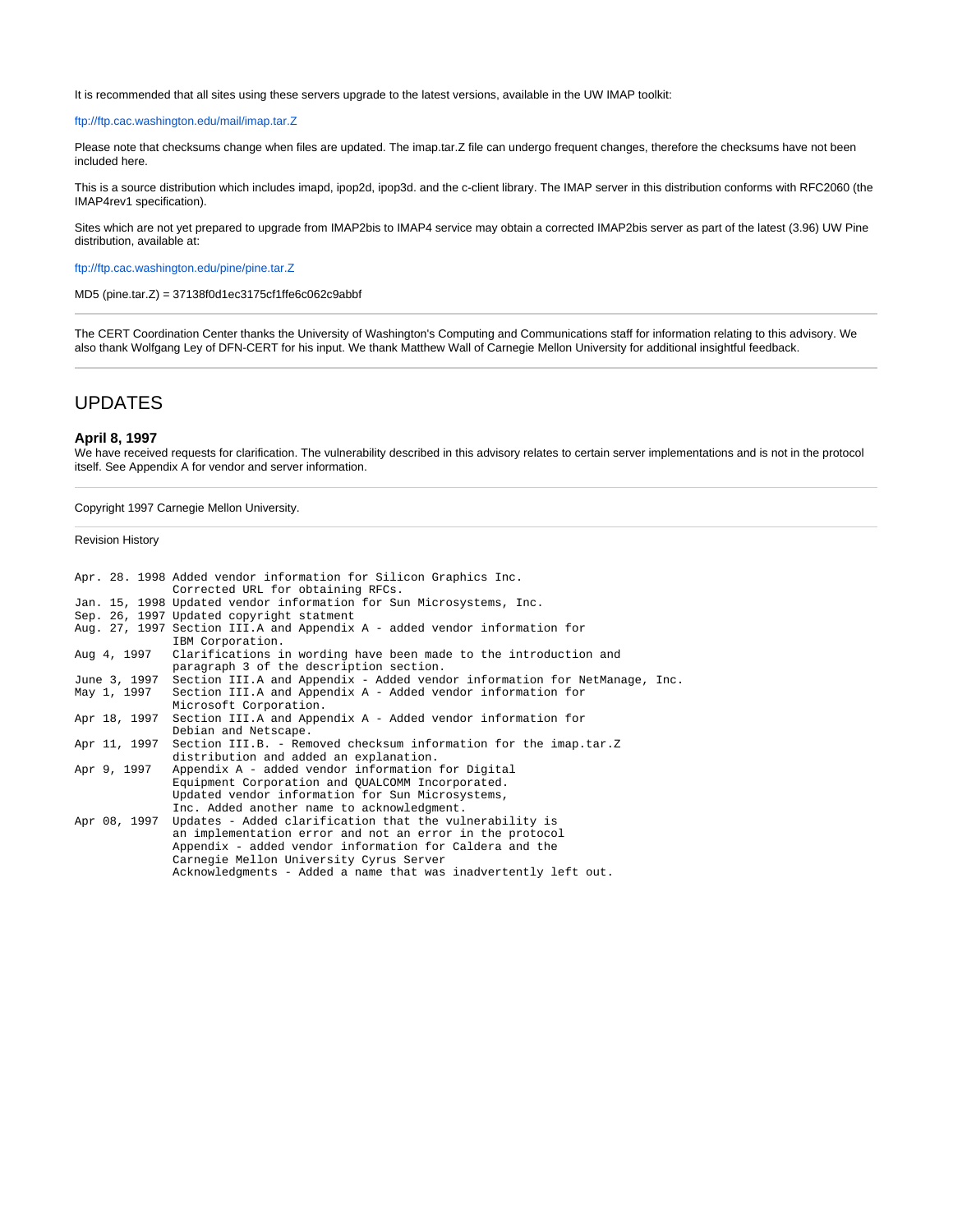It is recommended that all sites using these servers upgrade to the latest versions, available in the UW IMAP toolkit:

ftp://ftp.cac.washington.edu/mail/imap.tar.Z

Please note that checksums change when files are updated. The imap.tar.Z file can undergo frequent changes, therefore the checksums have not been included here.

This is a source distribution which includes imapd, ipop2d, ipop3d. and the c-client library. The IMAP server in this distribution conforms with RFC2060 (the IMAP4rev1 specification).

Sites which are not yet prepared to upgrade from IMAP2bis to IMAP4 service may obtain a corrected IMAP2bis server as part of the latest (3.96) UW Pine distribution, available at:

ftp://ftp.cac.washington.edu/pine/pine.tar.Z

MD5 (pine.tar.Z) = 37138f0d1ec3175cf1ffe6c062c9abbf

---

The CERT Coordination Center thanks the University of Washington's Computing and Communications staff for information relating to this advisory. We also thank Wolfgang Ley of DFN-CERT for his input. We thank Matthew Wall of Carnegie Mellon University for additional insightful feedback.

---

## UPDATES

### April 8, 1997

We have received requests for clarification. The vulnerability described in this advisory relates to certain server implementations and is not in the protocol itself. See Appendix A for vendor and server information.

---

Copyright 1997 Carnegie Mellon University.

---

Revision History

```
Apr. 28. 1998 Added vendor information for Silicon Graphics Inc.
              Corrected URL for obtaining RFCs.
Jan. 15, 1998 Updated vendor information for Sun Microsystems, Inc.
Sep. 26, 1997 Updated copyright statment
Aug. 27, 1997 Section III.A and Appendix A - added vendor information for
              IBM Corporation.
Aug 4, 1997   Clarifications in wording have been made to the introduction and
              paragraph 3 of the description section.
June 3, 1997  Section III.A and Appendix - Added vendor information for NetManage, Inc.
May 1, 1997   Section III.A and Appendix A - Added vendor information for
              Microsoft Corporation.
Apr 18, 1997  Section III.A and Appendix A - Added vendor information for
              Debian and Netscape.
Apr 11, 1997  Section III.B. - Removed checksum information for the imap.tar.Z
              distribution and added an explanation.
Apr 9, 1997   Appendix A - added vendor information for Digital
              Equipment Corporation and QUALCOMM Incorporated.
              Updated vendor information for Sun Microsystems,
              Inc. Added another name to acknowledgment.
Apr 08, 1997  Updates - Added clarification that the vulnerability is
              an implementation error and not an error in the protocol
              Appendix - added vendor information for Caldera and the
              Carnegie Mellon University Cyrus Server
              Acknowledgments - Added a name that was inadvertently left out.
```